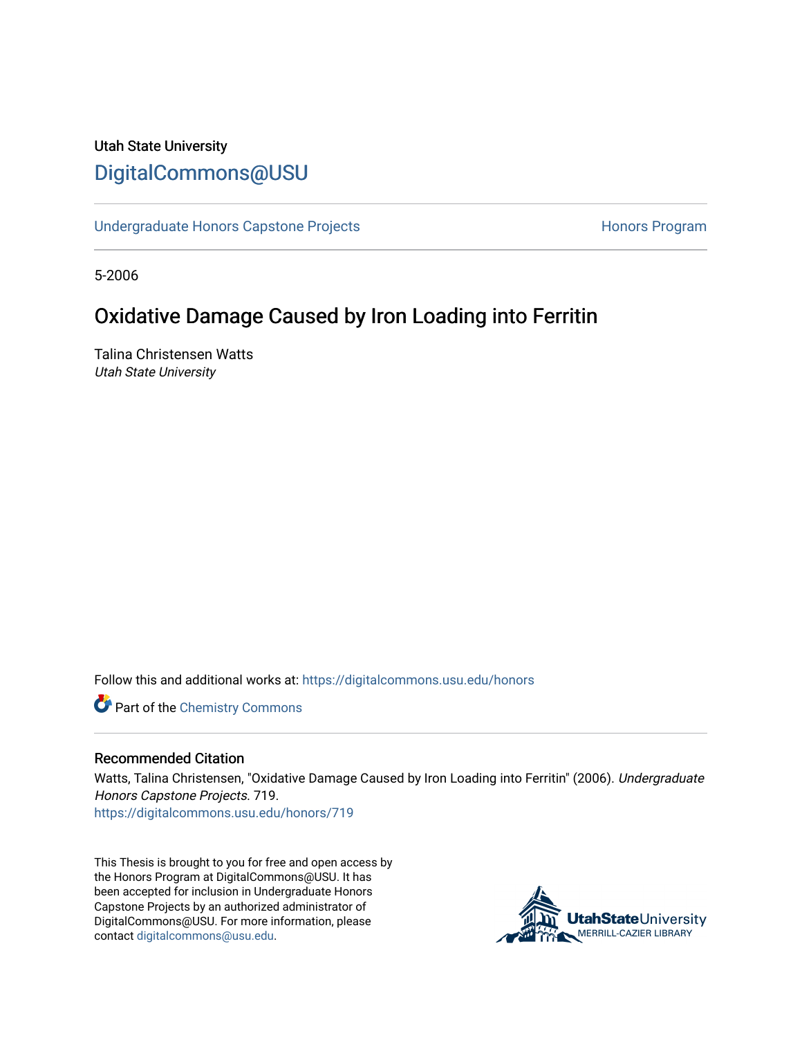Utah State University

# DigitalCommons@USU

Undergraduate Honors Capstone Projects | Honors Program

5-2006

## Oxidative Damage Caused by Iron Loading into Ferritin

Talina Christensen Watts
*Utah State University*

Follow this and additional works at: https://digitalcommons.usu.edu/honors

Part of the Chemistry Commons

### Recommended Citation

Watts, Talina Christensen, "Oxidative Damage Caused by Iron Loading into Ferritin" (2006). *Undergraduate Honors Capstone Projects*. 719.
https://digitalcommons.usu.edu/honors/719

This Thesis is brought to you for free and open access by the Honors Program at DigitalCommons@USU. It has been accepted for inclusion in Undergraduate Honors Capstone Projects by an authorized administrator of DigitalCommons@USU. For more information, please contact digitalcommons@usu.edu.

UtahStateUniversity MERRILL-CAZIER LIBRARY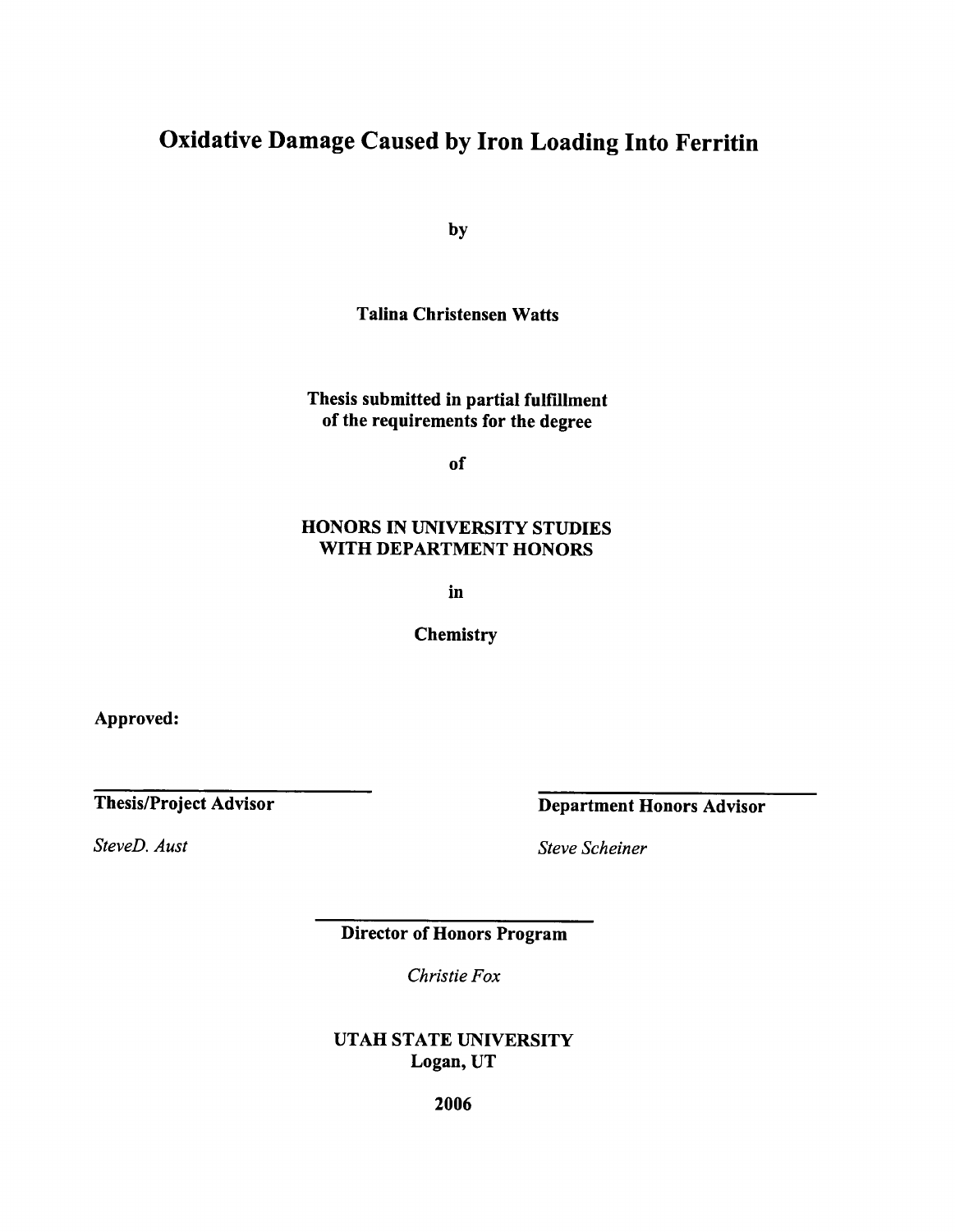# Oxidative Damage Caused by Iron Loading Into Ferritin

by

Talina Christensen Watts

Thesis submitted in partial fulfillment
of the requirements for the degree

of

HONORS IN UNIVERSITY STUDIES
WITH DEPARTMENT HONORS

in

Chemistry

Approved:

**Thesis/Project Advisor**

*SteveD. Aust*

**Department Honors Advisor**

*Steve Scheiner*

**Director of Honors Program**

*Christie Fox*

UTAH STATE UNIVERSITY
Logan, UT

2006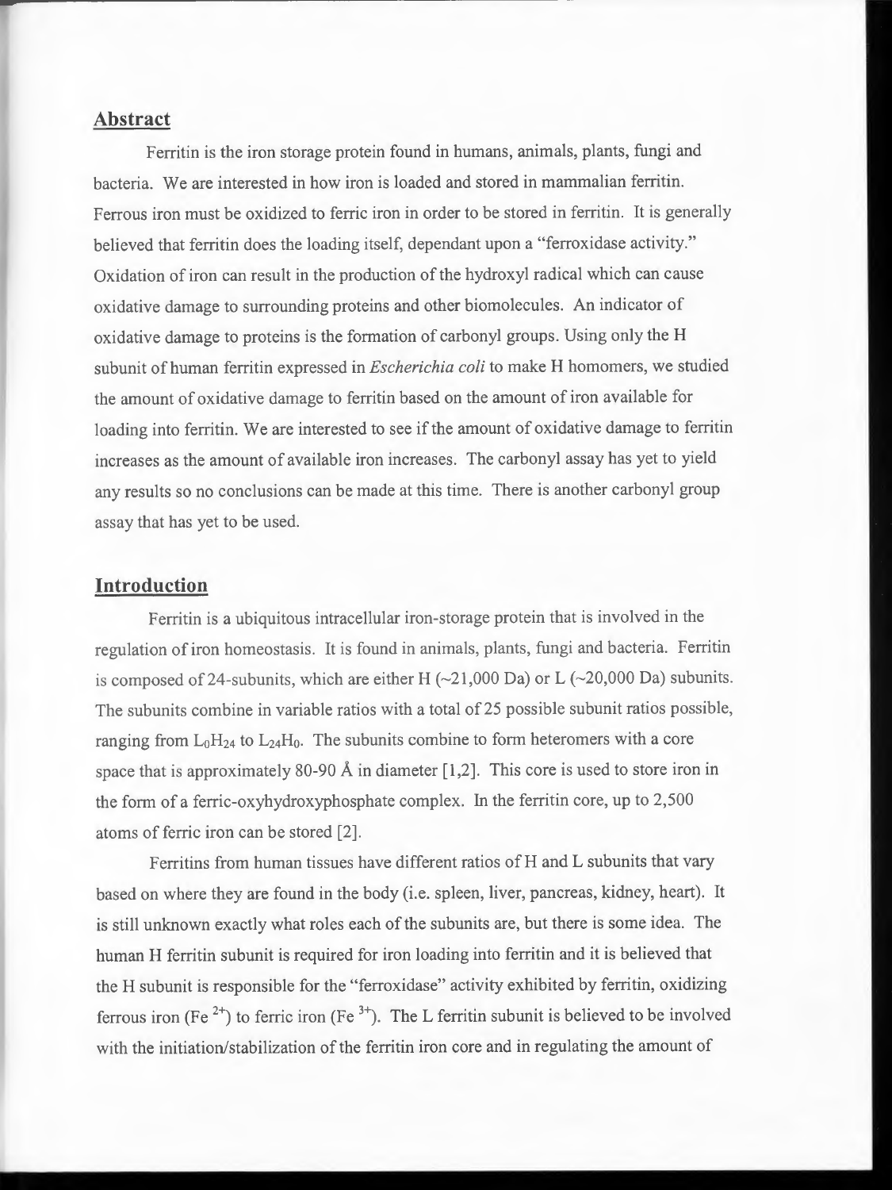## Abstract

Ferritin is the iron storage protein found in humans, animals, plants, fungi and bacteria. We are interested in how iron is loaded and stored in mammalian ferritin. Ferrous iron must be oxidized to ferric iron in order to be stored in ferritin. It is generally believed that ferritin does the loading itself, dependant upon a "ferroxidase activity." Oxidation of iron can result in the production of the hydroxyl radical which can cause oxidative damage to surrounding proteins and other biomolecules. An indicator of oxidative damage to proteins is the formation of carbonyl groups. Using only the H subunit of human ferritin expressed in *Escherichia coli* to make H homomers, we studied the amount of oxidative damage to ferritin based on the amount of iron available for loading into ferritin. We are interested to see if the amount of oxidative damage to ferritin increases as the amount of available iron increases. The carbonyl assay has yet to yield any results so no conclusions can be made at this time. There is another carbonyl group assay that has yet to be used.

## Introduction

Ferritin is a ubiquitous intracellular iron-storage protein that is involved in the regulation of iron homeostasis. It is found in animals, plants, fungi and bacteria. Ferritin is composed of 24-subunits, which are either H (~21,000 Da) or L (~20,000 Da) subunits. The subunits combine in variable ratios with a total of 25 possible subunit ratios possible, ranging from $L_0H_{24}$ to $L_{24}H_0$. The subunits combine to form heteromers with a core space that is approximately 80-90 Å in diameter [1,2]. This core is used to store iron in the form of a ferric-oxyhydroxyphosphate complex. In the ferritin core, up to 2,500 atoms of ferric iron can be stored [2].

Ferritins from human tissues have different ratios of H and L subunits that vary based on where they are found in the body (i.e. spleen, liver, pancreas, kidney, heart). It is still unknown exactly what roles each of the subunits are, but there is some idea. The human H ferritin subunit is required for iron loading into ferritin and it is believed that the H subunit is responsible for the "ferroxidase" activity exhibited by ferritin, oxidizing ferrous iron ($Fe^{2+}$) to ferric iron ($Fe^{3+}$). The L ferritin subunit is believed to be involved with the initiation/stabilization of the ferritin iron core and in regulating the amount of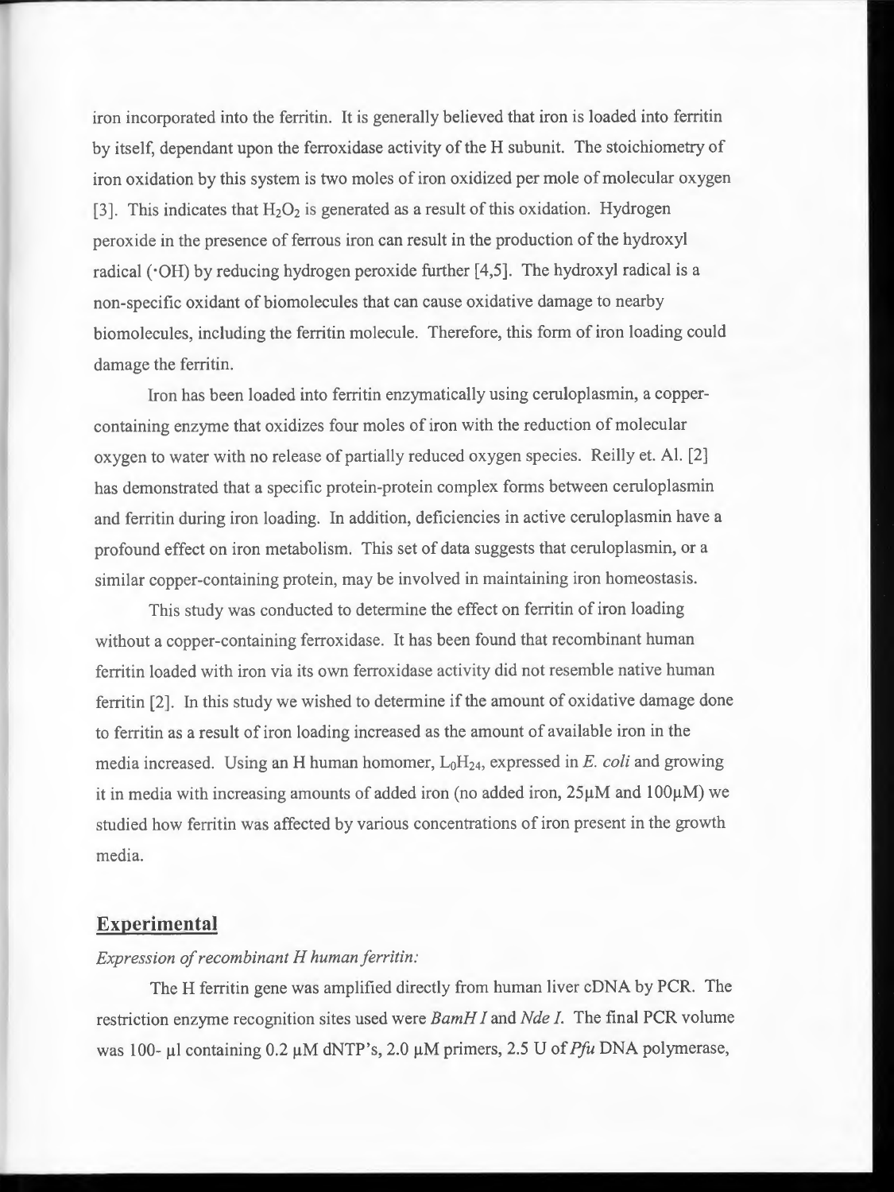iron incorporated into the ferritin. It is generally believed that iron is loaded into ferritin by itself, dependant upon the ferroxidase activity of the H subunit. The stoichiometry of iron oxidation by this system is two moles of iron oxidized per mole of molecular oxygen [3]. This indicates that $H_2O_2$ is generated as a result of this oxidation. Hydrogen peroxide in the presence of ferrous iron can result in the production of the hydroxyl radical (•OH) by reducing hydrogen peroxide further [4,5]. The hydroxyl radical is a non-specific oxidant of biomolecules that can cause oxidative damage to nearby biomolecules, including the ferritin molecule. Therefore, this form of iron loading could damage the ferritin.

Iron has been loaded into ferritin enzymatically using ceruloplasmin, a copper-containing enzyme that oxidizes four moles of iron with the reduction of molecular oxygen to water with no release of partially reduced oxygen species. Reilly et. Al. [2] has demonstrated that a specific protein-protein complex forms between ceruloplasmin and ferritin during iron loading. In addition, deficiencies in active ceruloplasmin have a profound effect on iron metabolism. This set of data suggests that ceruloplasmin, or a similar copper-containing protein, may be involved in maintaining iron homeostasis.

This study was conducted to determine the effect on ferritin of iron loading without a copper-containing ferroxidase. It has been found that recombinant human ferritin loaded with iron via its own ferroxidase activity did not resemble native human ferritin [2]. In this study we wished to determine if the amount of oxidative damage done to ferritin as a result of iron loading increased as the amount of available iron in the media increased. Using an H human homomer, $L_0H_{24}$, expressed in *E. coli* and growing it in media with increasing amounts of added iron (no added iron, 25μM and 100μM) we studied how ferritin was affected by various concentrations of iron present in the growth media.

## Experimental

*Expression of recombinant H human ferritin:*

The H ferritin gene was amplified directly from human liver cDNA by PCR. The restriction enzyme recognition sites used were *BamH I* and *Nde I*. The final PCR volume was 100- μl containing 0.2 μM dNTP's, 2.0 μM primers, 2.5 U of *Pfu* DNA polymerase,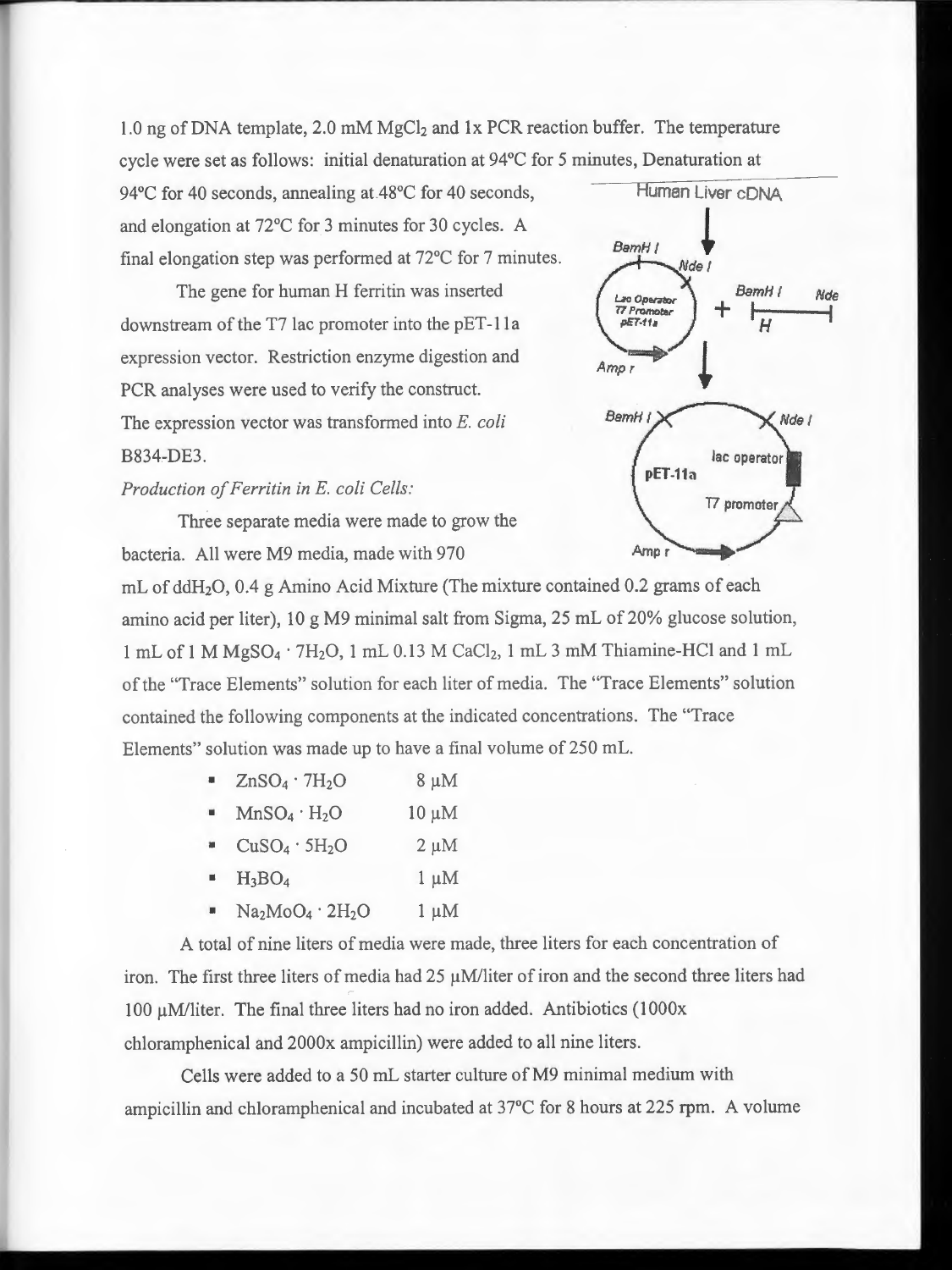1.0 ng of DNA template, 2.0 mM $MgCl_2$ and 1x PCR reaction buffer. The temperature cycle were set as follows: initial denaturation at 94°C for 5 minutes, Denaturation at 94°C for 40 seconds, annealing at 48°C for 40 seconds, and elongation at 72°C for 3 minutes for 30 cycles. A final elongation step was performed at 72°C for 7 minutes.

The gene for human H ferritin was inserted downstream of the T7 lac promoter into the pET-11a expression vector. Restriction enzyme digestion and PCR analyses were used to verify the construct. The expression vector was transformed into *E. coli* B834-DE3.

Human Liver cDNA

BamH I

Nde I

Lac Operator

T7 Promoter

pET-11a

Amp r

BamH I

Nde

H

BamH I

Nde I

lac operator

pET-11a

T7 promoter

Amp r

*Production of Ferritin in E. coli Cells:*

Three separate media were made to grow the bacteria. All were M9 media, made with 970 mL of $ddH_2O$, 0.4 g Amino Acid Mixture (The mixture contained 0.2 grams of each amino acid per liter), 10 g M9 minimal salt from Sigma, 25 mL of 20% glucose solution, 1 mL of 1 M $MgSO_4 \cdot 7H_2O$, 1 mL 0.13 M $CaCl_2$, 1 mL 3 mM Thiamine-HCl and 1 mL of the "Trace Elements" solution for each liter of media. The "Trace Elements" solution contained the following components at the indicated concentrations. The "Trace Elements" solution was made up to have a final volume of 250 mL.

- $ZnSO_4 \cdot 7H_2O$ 8 μM
- $MnSO_4 \cdot H_2O$ 10 μM
- $CuSO_4 \cdot 5H_2O$ 2 μM
- $H_3BO_4$ 1 μM
- $Na_2MoO_4 \cdot 2H_2O$ 1 μM

A total of nine liters of media were made, three liters for each concentration of iron. The first three liters of media had 25 μM/liter of iron and the second three liters had 100 μM/liter. The final three liters had no iron added. Antibiotics (1000x chloramphenical and 2000x ampicillin) were added to all nine liters.

Cells were added to a 50 mL starter culture of M9 minimal medium with ampicillin and chloramphenical and incubated at 37°C for 8 hours at 225 rpm. A volume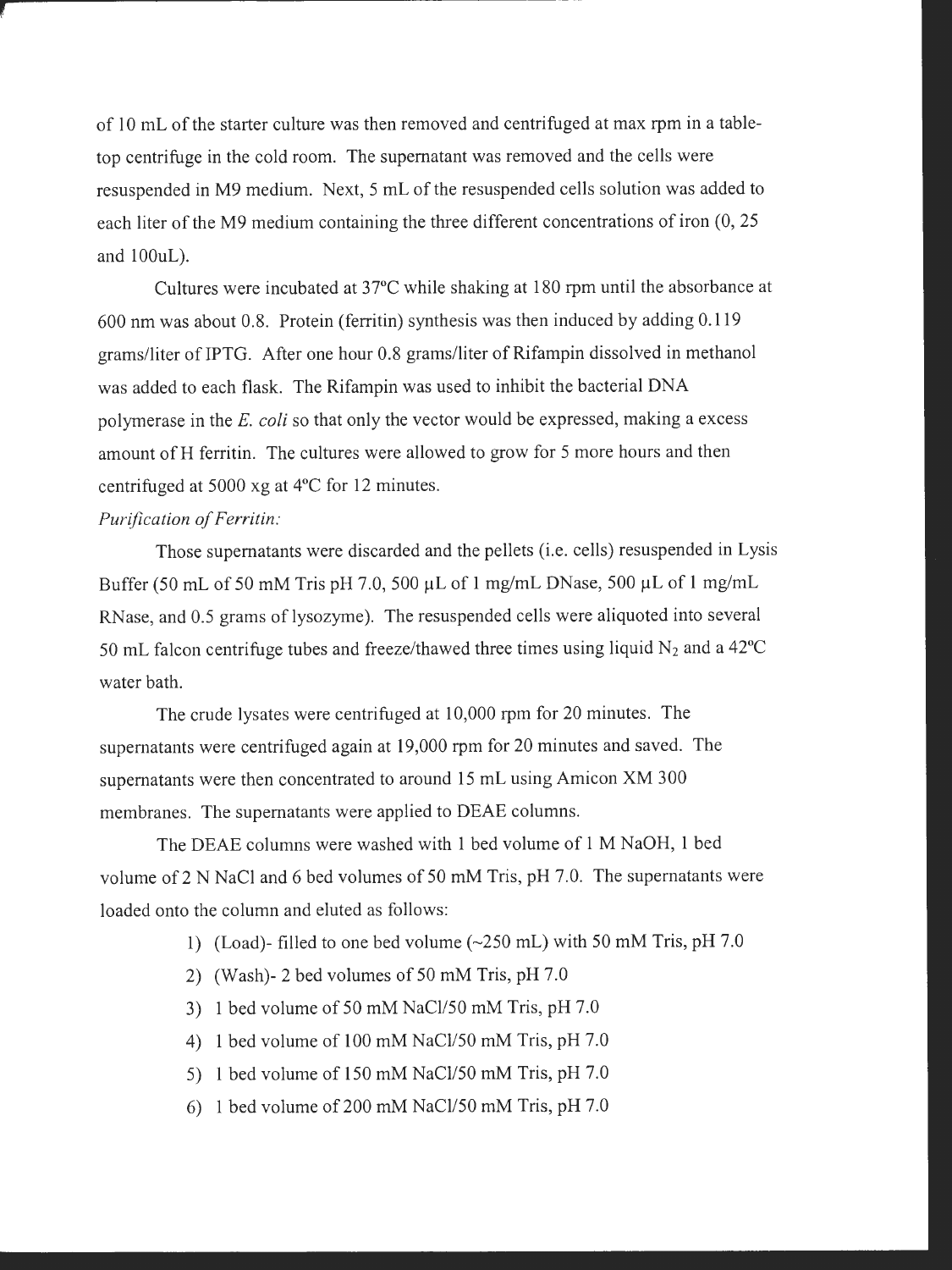of 10 mL of the starter culture was then removed and centrifuged at max rpm in a table-top centrifuge in the cold room. The supernatant was removed and the cells were resuspended in M9 medium. Next, 5 mL of the resuspended cells solution was added to each liter of the M9 medium containing the three different concentrations of iron (0, 25 and 100uL).

Cultures were incubated at 37ºC while shaking at 180 rpm until the absorbance at 600 nm was about 0.8. Protein (ferritin) synthesis was then induced by adding 0.119 grams/liter of IPTG. After one hour 0.8 grams/liter of Rifampin dissolved in methanol was added to each flask. The Rifampin was used to inhibit the bacterial DNA polymerase in the *E. coli* so that only the vector would be expressed, making a excess amount of H ferritin. The cultures were allowed to grow for 5 more hours and then centrifuged at 5000 xg at 4ºC for 12 minutes.

*Purification of Ferritin:*

Those supernatants were discarded and the pellets (i.e. cells) resuspended in Lysis Buffer (50 mL of 50 mM Tris pH 7.0, 500 μL of 1 mg/mL DNase, 500 μL of 1 mg/mL RNase, and 0.5 grams of lysozyme). The resuspended cells were aliquoted into several 50 mL falcon centrifuge tubes and freeze/thawed three times using liquid $N_2$ and a 42ºC water bath.

The crude lysates were centrifuged at 10,000 rpm for 20 minutes. The supernatants were centrifuged again at 19,000 rpm for 20 minutes and saved. The supernatants were then concentrated to around 15 mL using Amicon XM 300 membranes. The supernatants were applied to DEAE columns.

The DEAE columns were washed with 1 bed volume of 1 M NaOH, 1 bed volume of 2 N NaCl and 6 bed volumes of 50 mM Tris, pH 7.0. The supernatants were loaded onto the column and eluted as follows:

1) (Load)- filled to one bed volume (~250 mL) with 50 mM Tris, pH 7.0
2) (Wash)- 2 bed volumes of 50 mM Tris, pH 7.0
3) 1 bed volume of 50 mM NaCl/50 mM Tris, pH 7.0
4) 1 bed volume of 100 mM NaCl/50 mM Tris, pH 7.0
5) 1 bed volume of 150 mM NaCl/50 mM Tris, pH 7.0
6) 1 bed volume of 200 mM NaCl/50 mM Tris, pH 7.0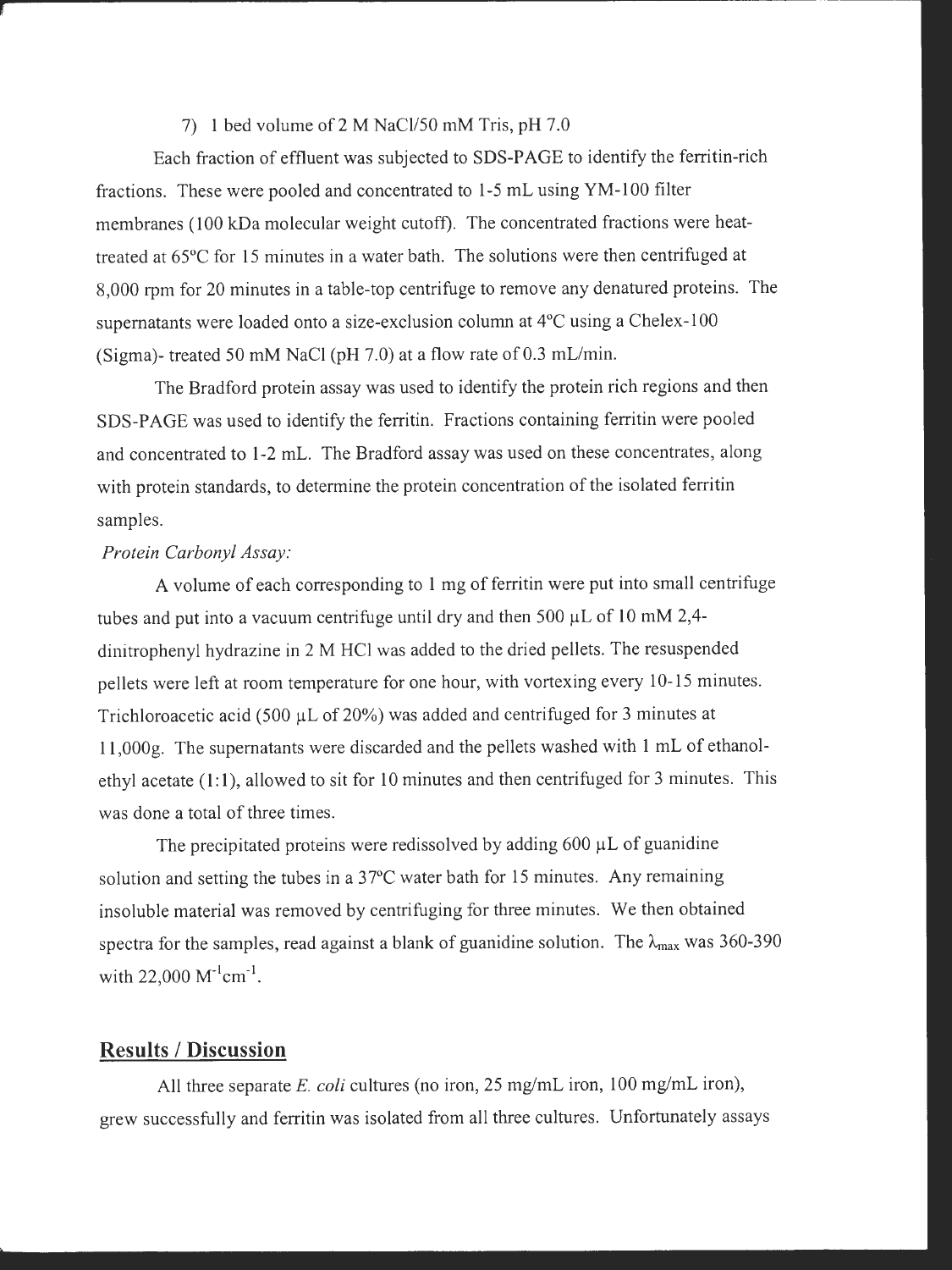7) 1 bed volume of 2 M NaCl/50 mM Tris, pH 7.0

Each fraction of effluent was subjected to SDS-PAGE to identify the ferritin-rich fractions. These were pooled and concentrated to 1-5 mL using YM-100 filter membranes (100 kDa molecular weight cutoff). The concentrated fractions were heat-treated at 65°C for 15 minutes in a water bath. The solutions were then centrifuged at 8,000 rpm for 20 minutes in a table-top centrifuge to remove any denatured proteins. The supernatants were loaded onto a size-exclusion column at 4°C using a Chelex-100 (Sigma)- treated 50 mM NaCl (pH 7.0) at a flow rate of 0.3 mL/min.

The Bradford protein assay was used to identify the protein rich regions and then SDS-PAGE was used to identify the ferritin. Fractions containing ferritin were pooled and concentrated to 1-2 mL. The Bradford assay was used on these concentrates, along with protein standards, to determine the protein concentration of the isolated ferritin samples.

*Protein Carbonyl Assay:*

A volume of each corresponding to 1 mg of ferritin were put into small centrifuge tubes and put into a vacuum centrifuge until dry and then 500 μL of 10 mM 2,4-dinitrophenyl hydrazine in 2 M HCl was added to the dried pellets. The resuspended pellets were left at room temperature for one hour, with vortexing every 10-15 minutes. Trichloroacetic acid (500 μL of 20%) was added and centrifuged for 3 minutes at 11,000g. The supernatants were discarded and the pellets washed with 1 mL of ethanol-ethyl acetate (1:1), allowed to sit for 10 minutes and then centrifuged for 3 minutes. This was done a total of three times.

The precipitated proteins were redissolved by adding 600 μL of guanidine solution and setting the tubes in a 37°C water bath for 15 minutes. Any remaining insoluble material was removed by centrifuging for three minutes. We then obtained spectra for the samples, read against a blank of guanidine solution. The $\lambda_{max}$ was 360-390 with 22,000 $M^{-1}cm^{-1}$.

## Results / Discussion

All three separate *E. coli* cultures (no iron, 25 mg/mL iron, 100 mg/mL iron), grew successfully and ferritin was isolated from all three cultures. Unfortunately assays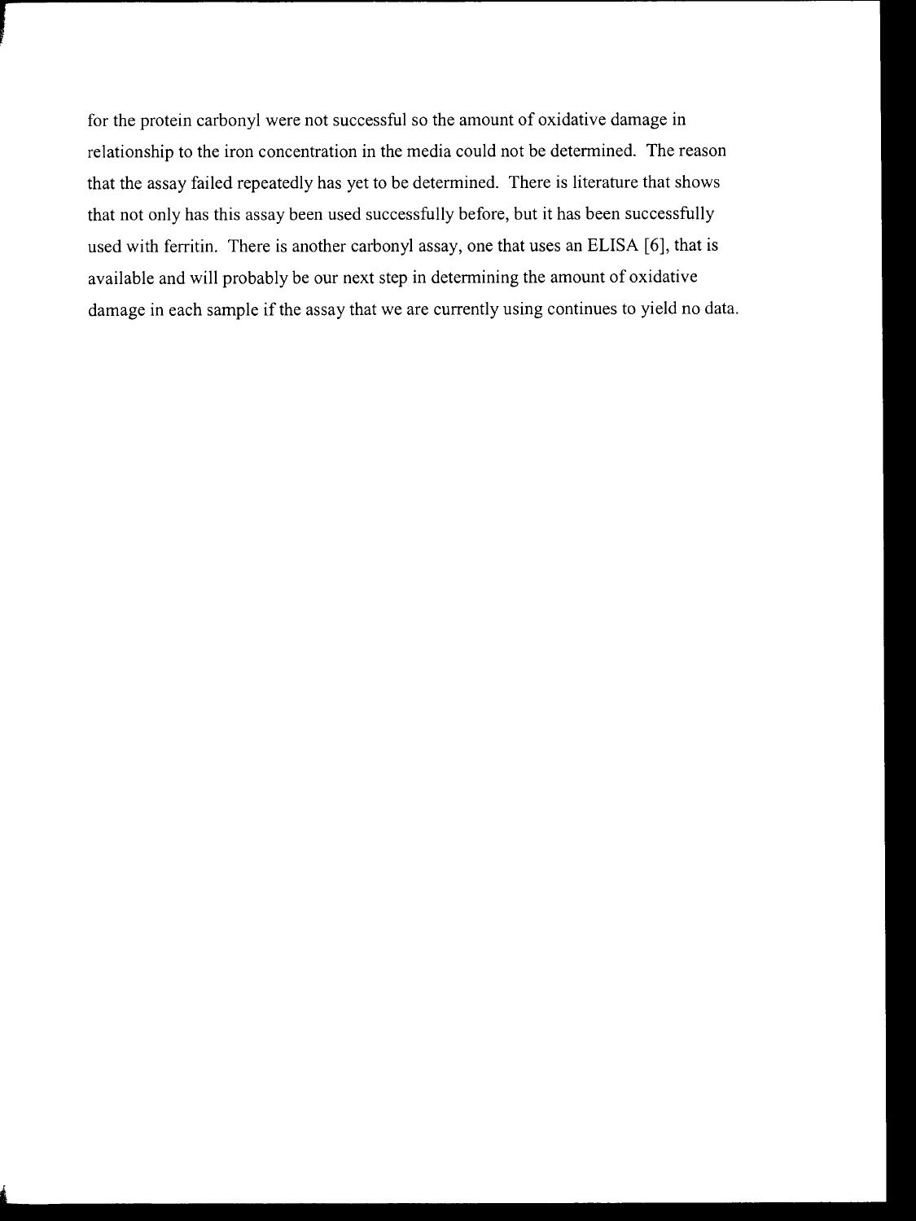for the protein carbonyl were not successful so the amount of oxidative damage in relationship to the iron concentration in the media could not be determined. The reason that the assay failed repeatedly has yet to be determined. There is literature that shows that not only has this assay been used successfully before, but it has been successfully used with ferritin. There is another carbonyl assay, one that uses an ELISA [6], that is available and will probably be our next step in determining the amount of oxidative damage in each sample if the assay that we are currently using continues to yield no data.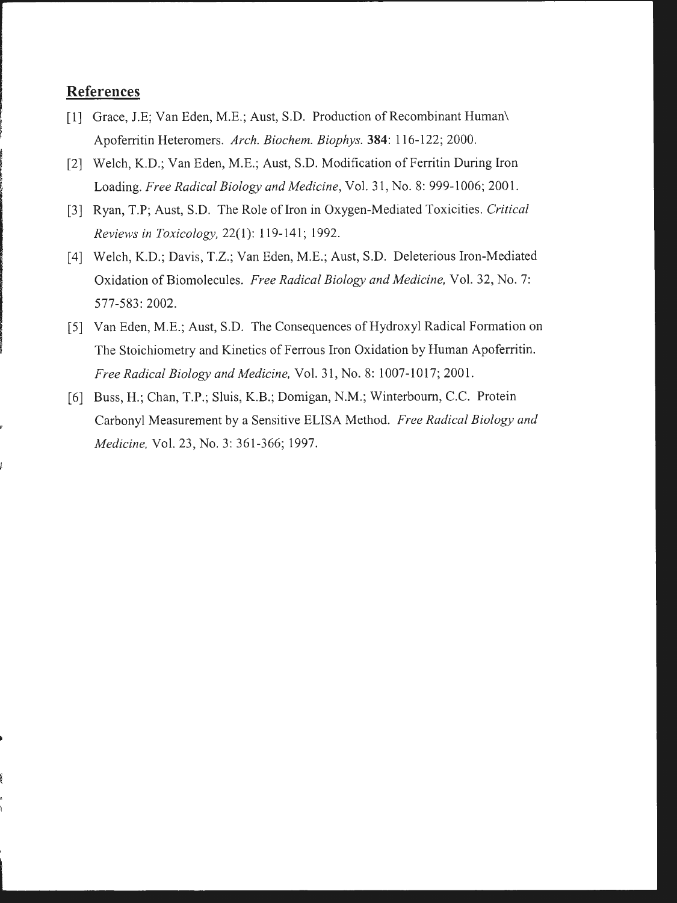## References

[1] Grace, J.E; Van Eden, M.E.; Aust, S.D. Production of Recombinant Human\ Apoferritin Heteromers. *Arch. Biochem. Biophys.* **384**: 116-122; 2000.

[2] Welch, K.D.; Van Eden, M.E.; Aust, S.D. Modification of Ferritin During Iron Loading. *Free Radical Biology and Medicine*, Vol. 31, No. 8: 999-1006; 2001.

[3] Ryan, T.P; Aust, S.D. The Role of Iron in Oxygen-Mediated Toxicities. *Critical Reviews in Toxicology,* 22(1): 119-141; 1992.

[4] Welch, K.D.; Davis, T.Z.; Van Eden, M.E.; Aust, S.D. Deleterious Iron-Mediated Oxidation of Biomolecules. *Free Radical Biology and Medicine,* Vol. 32, No. 7: 577-583: 2002.

[5] Van Eden, M.E.; Aust, S.D. The Consequences of Hydroxyl Radical Formation on The Stoichiometry and Kinetics of Ferrous Iron Oxidation by Human Apoferritin. *Free Radical Biology and Medicine,* Vol. 31, No. 8: 1007-1017; 2001.

[6] Buss, H.; Chan, T.P.; Sluis, K.B.; Domigan, N.M.; Winterbourn, C.C. Protein Carbonyl Measurement by a Sensitive ELISA Method. *Free Radical Biology and Medicine,* Vol. 23, No. 3: 361-366; 1997.